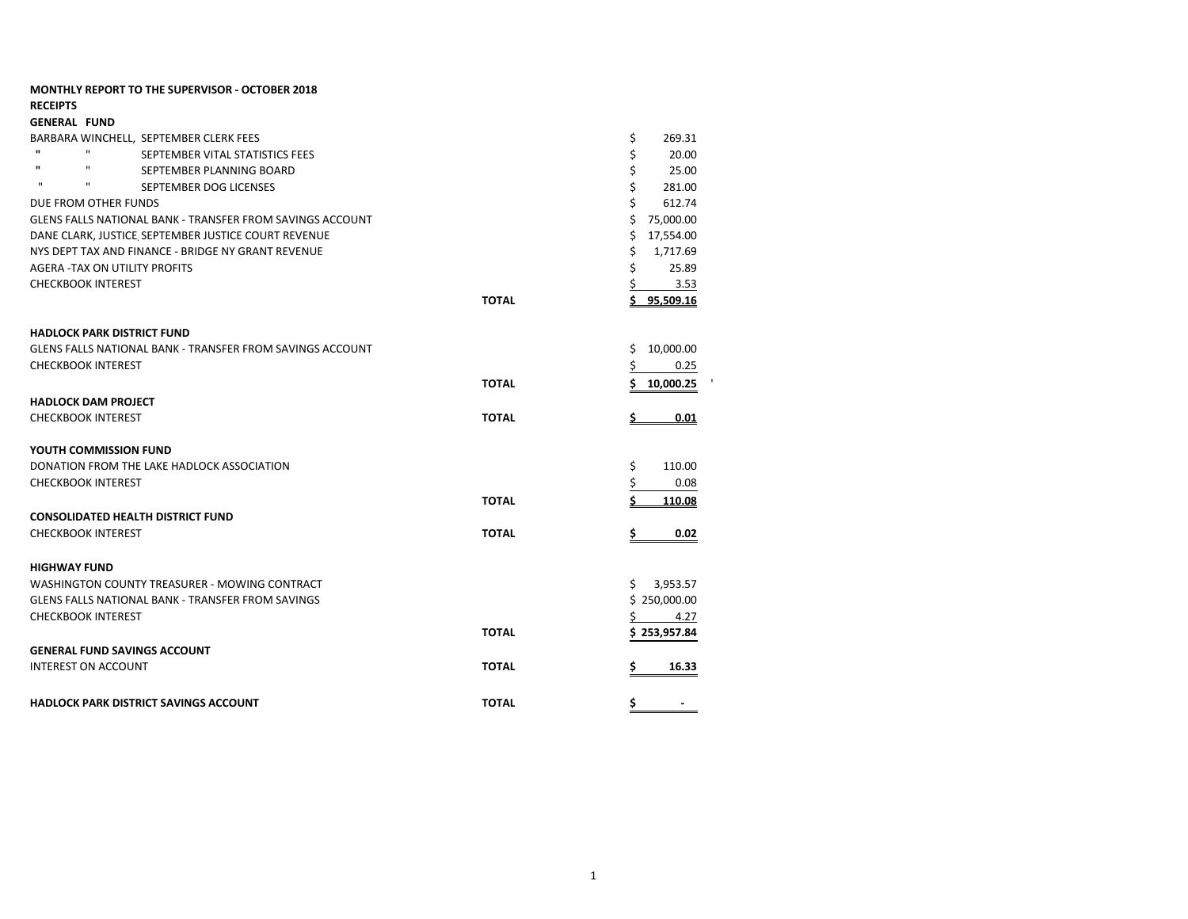**MONTHLY REPORT TO THE SUPERVISOR - OCTOBER 2018**

**RECEIPTS**

**GENERAL FUND**

| | | |
|---|---|---|
| BARBARA WINCHELL, SEPTEMBER CLERK FEES | | $ 269.31 |
| " " SEPTEMBER VITAL STATISTICS FEES | | $ 20.00 |
| " " SEPTEMBER PLANNING BOARD | | $ 25.00 |
| " " SEPTEMBER DOG LICENSES | | $ 281.00 |
| DUE FROM OTHER FUNDS | | $ 612.74 |
| GLENS FALLS NATIONAL BANK - TRANSFER FROM SAVINGS ACCOUNT | | $ 75,000.00 |
| DANE CLARK, JUSTICE SEPTEMBER JUSTICE COURT REVENUE | | $ 17,554.00 |
| NYS DEPT TAX AND FINANCE - BRIDGE NY GRANT REVENUE | | $ 1,717.69 |
| AGERA -TAX ON UTILITY PROFITS | | $ 25.89 |
| CHECKBOOK INTEREST | | $ 3.53 |
| | **TOTAL** | **$ 95,509.16** |

**HADLOCK PARK DISTRICT FUND**

| | | |
|---|---|---|
| GLENS FALLS NATIONAL BANK - TRANSFER FROM SAVINGS ACCOUNT | | $ 10,000.00 |
| CHECKBOOK INTEREST | | $ 0.25 |
| | **TOTAL** | **$ 10,000.25** |

**HADLOCK DAM PROJECT**

| | | |
|---|---|---|
| CHECKBOOK INTEREST | **TOTAL** | **$ 0.01** |

**YOUTH COMMISSION FUND**

| | | |
|---|---|---|
| DONATION FROM THE LAKE HADLOCK ASSOCIATION | | $ 110.00 |
| CHECKBOOK INTEREST | | $ 0.08 |
| | **TOTAL** | **$ 110.08** |

**CONSOLIDATED HEALTH DISTRICT FUND**

| | | |
|---|---|---|
| CHECKBOOK INTEREST | **TOTAL** | **$ 0.02** |

**HIGHWAY FUND**

| | | |
|---|---|---|
| WASHINGTON COUNTY TREASURER - MOWING CONTRACT | | $ 3,953.57 |
| GLENS FALLS NATIONAL BANK - TRANSFER FROM SAVINGS | | $ 250,000.00 |
| CHECKBOOK INTEREST | | $ 4.27 |
| | **TOTAL** | **$ 253,957.84** |

**GENERAL FUND SAVINGS ACCOUNT**

| | | |
|---|---|---|
| INTEREST ON ACCOUNT | **TOTAL** | **$ 16.33** |

| | | |
|---|---|---|
| **HADLOCK PARK DISTRICT SAVINGS ACCOUNT** | **TOTAL** | **$ -** |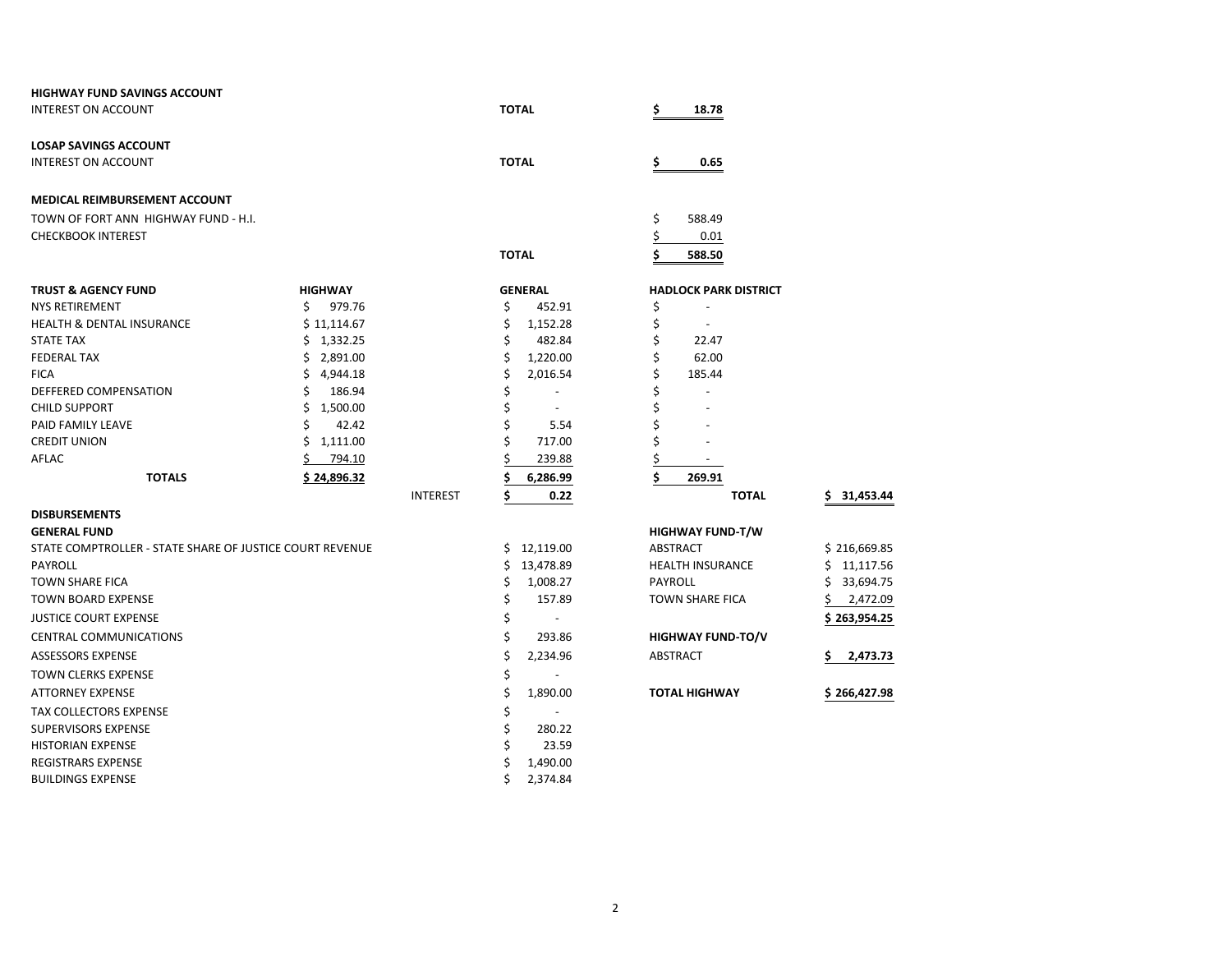**HIGHWAY FUND SAVINGS ACCOUNT**

| | | |
|---|---|---|
| INTEREST ON ACCOUNT | **TOTAL** | **$ 18.78** |

**LOSAP SAVINGS ACCOUNT**

| | | |
|---|---|---|
| INTEREST ON ACCOUNT | **TOTAL** | **$ 0.65** |

**MEDICAL REIMBURSEMENT ACCOUNT**

| | | |
|---|---|---|
| TOWN OF FORT ANN HIGHWAY FUND - H.I. | | $ 588.49 |
| CHECKBOOK INTEREST | | $ 0.01 |
| | **TOTAL** | **$ 588.50** |

| **TRUST & AGENCY FUND** | **HIGHWAY** | | **GENERAL** | **HADLOCK PARK DISTRICT** | |
|---|---|---|---|---|---|
| NYS RETIREMENT | $ 979.76 | | $ 452.91 | $ - | |
| HEALTH & DENTAL INSURANCE | $ 11,114.67 | | $ 1,152.28 | $ - | |
| STATE TAX | $ 1,332.25 | | $ 482.84 | $ 22.47 | |
| FEDERAL TAX | $ 2,891.00 | | $ 1,220.00 | $ 62.00 | |
| FICA | $ 4,944.18 | | $ 2,016.54 | $ 185.44 | |
| DEFFERED COMPENSATION | $ 186.94 | | $ - | $ - | |
| CHILD SUPPORT | $ 1,500.00 | | $ - | $ - | |
| PAID FAMILY LEAVE | $ 42.42 | | $ 5.54 | $ - | |
| CREDIT UNION | $ 1,111.00 | | $ 717.00 | $ - | |
| AFLAC | $ 794.10 | | $ 239.88 | $ - | |
| **TOTALS** | **$ 24,896.32** | | **$ 6,286.99** | **$ 269.91** | |
| | | INTEREST | **$ 0.22** | **TOTAL** | **$ 31,453.44** |

**DISBURSEMENTS**

**GENERAL FUND**

| | |
|---|---|
| STATE COMPTROLLER - STATE SHARE OF JUSTICE COURT REVENUE | $ 12,119.00 |
| PAYROLL | $ 13,478.89 |
| TOWN SHARE FICA | $ 1,008.27 |
| TOWN BOARD EXPENSE | $ 157.89 |
| JUSTICE COURT EXPENSE | $ - |
| CENTRAL COMMUNICATIONS | $ 293.86 |
| ASSESSORS EXPENSE | $ 2,234.96 |
| TOWN CLERKS EXPENSE | $ - |
| ATTORNEY EXPENSE | $ 1,890.00 |
| TAX COLLECTORS EXPENSE | $ - |
| SUPERVISORS EXPENSE | $ 280.22 |
| HISTORIAN EXPENSE | $ 23.59 |
| REGISTRARS EXPENSE | $ 1,490.00 |
| BUILDINGS EXPENSE | $ 2,374.84 |

**HIGHWAY FUND-T/W**

| | |
|---|---|
| ABSTRACT | $ 216,669.85 |
| HEALTH INSURANCE | $ 11,117.56 |
| PAYROLL | $ 33,694.75 |
| TOWN SHARE FICA | $ 2,472.09 |
| | **$ 263,954.25** |

**HIGHWAY FUND-TO/V**

| | |
|---|---|
| ABSTRACT | **$ 2,473.73** |
| **TOTAL HIGHWAY** | **$ 266,427.98** |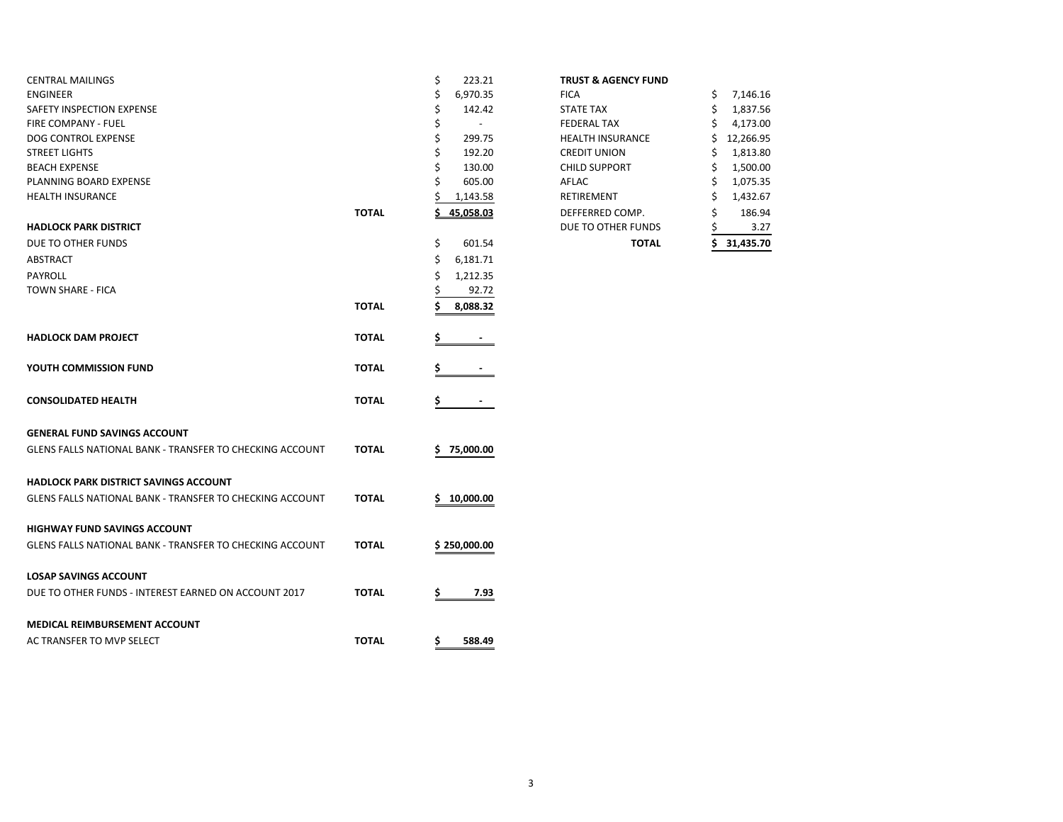| | | |
|---|---|---|
| CENTRAL MAILINGS | | $ 223.21 |
| ENGINEER | | $ 6,970.35 |
| SAFETY INSPECTION EXPENSE | | $ 142.42 |
| FIRE COMPANY - FUEL | | $ - |
| DOG CONTROL EXPENSE | | $ 299.75 |
| STREET LIGHTS | | $ 192.20 |
| BEACH EXPENSE | | $ 130.00 |
| PLANNING BOARD EXPENSE | | $ 605.00 |
| HEALTH INSURANCE | | $ 1,143.58 |
| | **TOTAL** | $ 45,058.03 |
| **HADLOCK PARK DISTRICT** | | |
| DUE TO OTHER FUNDS | | $ 601.54 |
| ABSTRACT | | $ 6,181.71 |
| PAYROLL | | $ 1,212.35 |
| TOWN SHARE - FICA | | $ 92.72 |
| | **TOTAL** | **$ 8,088.32** |
| **HADLOCK DAM PROJECT** | **TOTAL** | **$ -** |
| **YOUTH COMMISSION FUND** | **TOTAL** | **$ -** |
| **CONSOLIDATED HEALTH** | **TOTAL** | **$ -** |
| **GENERAL FUND SAVINGS ACCOUNT** | | |
| GLENS FALLS NATIONAL BANK - TRANSFER TO CHECKING ACCOUNT | **TOTAL** | **$ 75,000.00** |
| **HADLOCK PARK DISTRICT SAVINGS ACCOUNT** | | |
| GLENS FALLS NATIONAL BANK - TRANSFER TO CHECKING ACCOUNT | **TOTAL** | **$ 10,000.00** |
| **HIGHWAY FUND SAVINGS ACCOUNT** | | |
| GLENS FALLS NATIONAL BANK - TRANSFER TO CHECKING ACCOUNT | **TOTAL** | **$ 250,000.00** |
| **LOSAP SAVINGS ACCOUNT** | | |
| DUE TO OTHER FUNDS - INTEREST EARNED ON ACCOUNT 2017 | **TOTAL** | **$ 7.93** |
| **MEDICAL REIMBURSEMENT ACCOUNT** | | |
| AC TRANSFER TO MVP SELECT | **TOTAL** | **$ 588.49** |

| **TRUST & AGENCY FUND** | |
|---|---|
| FICA | $ 7,146.16 |
| STATE TAX | $ 1,837.56 |
| FEDERAL TAX | $ 4,173.00 |
| HEALTH INSURANCE | $ 12,266.95 |
| CREDIT UNION | $ 1,813.80 |
| CHILD SUPPORT | $ 1,500.00 |
| AFLAC | $ 1,075.35 |
| RETIREMENT | $ 1,432.67 |
| DEFFERRED COMP. | $ 186.94 |
| DUE TO OTHER FUNDS | $ 3.27 |
| **TOTAL** | **$ 31,435.70** |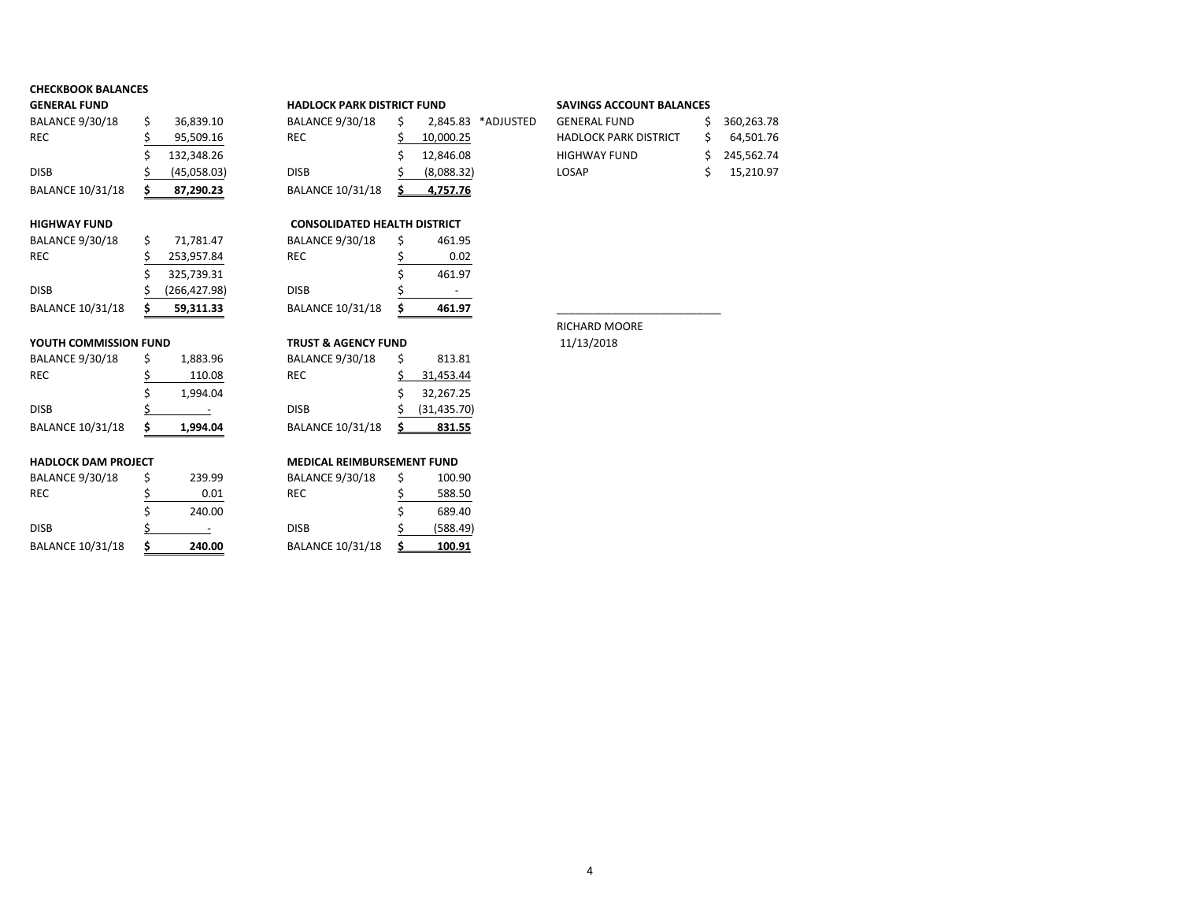# CHECKBOOK BALANCES

### GENERAL FUND

| | | |
|---|---|---|
| BALANCE 9/30/18 | $ | 36,839.10 |
| REC | $ | 95,509.16 |
| | $ | 132,348.26 |
| DISB | $ | (45,058.03) |
| BALANCE 10/31/18 | $ | **87,290.23** |

### HADLOCK PARK DISTRICT FUND

| | | | |
|---|---|---|---|
| BALANCE 9/30/18 | $ | 2,845.83 | *ADJUSTED |
| REC | $ | 10,000.25 | |
| | $ | 12,846.08 | |
| DISB | $ | (8,088.32) | |
| BALANCE 10/31/18 | $ | **4,757.76** | |

### SAVINGS ACCOUNT BALANCES

| | | |
|---|---|---|
| GENERAL FUND | $ | 360,263.78 |
| HADLOCK PARK DISTRICT | $ | 64,501.76 |
| HIGHWAY FUND | $ | 245,562.74 |
| LOSAP | $ | 15,210.97 |

### HIGHWAY FUND

| | | |
|---|---|---|
| BALANCE 9/30/18 | $ | 71,781.47 |
| REC | $ | 253,957.84 |
| | $ | 325,739.31 |
| DISB | $ | (266,427.98) |
| BALANCE 10/31/18 | $ | **59,311.33** |

### CONSOLIDATED HEALTH DISTRICT

| | | |
|---|---|---|
| BALANCE 9/30/18 | $ | 461.95 |
| REC | $ | 0.02 |
| | $ | 461.97 |
| DISB | $ | - |
| BALANCE 10/31/18 | $ | **461.97** |

### YOUTH COMMISSION FUND

| | | |
|---|---|---|
| BALANCE 9/30/18 | $ | 1,883.96 |
| REC | $ | 110.08 |
| | $ | 1,994.04 |
| DISB | $ | - |
| BALANCE 10/31/18 | $ | **1,994.04** |

### TRUST & AGENCY FUND

| | | |
|---|---|---|
| BALANCE 9/30/18 | $ | 813.81 |
| REC | $ | 31,453.44 |
| | $ | 32,267.25 |
| DISB | $ | (31,435.70) |
| BALANCE 10/31/18 | $ | **831.55** |

### HADLOCK DAM PROJECT

| | | |
|---|---|---|
| BALANCE 9/30/18 | $ | 239.99 |
| REC | $ | 0.01 |
| | $ | 240.00 |
| DISB | $ | - |
| BALANCE 10/31/18 | $ | **240.00** |

### MEDICAL REIMBURSEMENT FUND

| | | |
|---|---|---|
| BALANCE 9/30/18 | $ | 100.90 |
| REC | $ | 588.50 |
| | $ | 689.40 |
| DISB | $ | (588.49) |
| BALANCE 10/31/18 | $ | **100.91** |

___________________________

RICHARD MOORE

11/13/2018